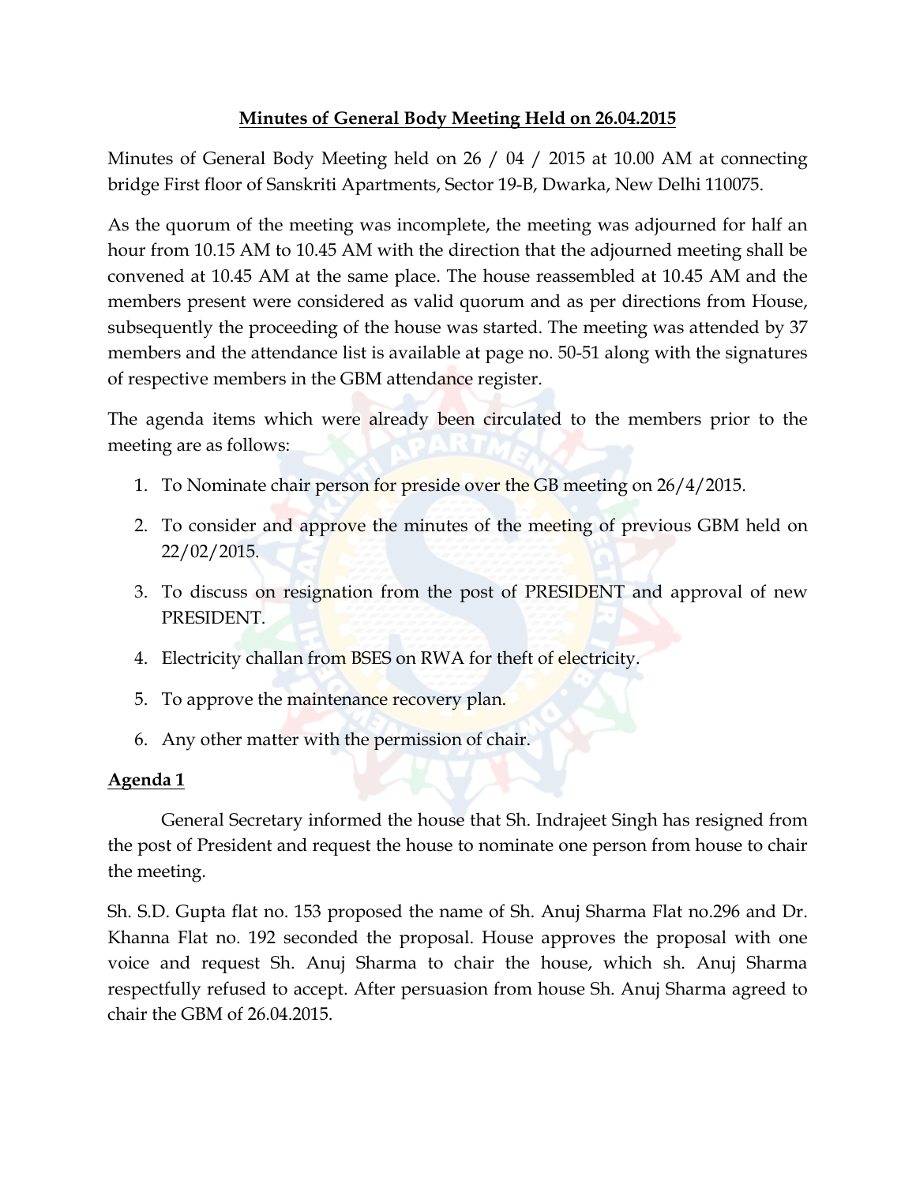## Minutes of General Body Meeting Held on 26.04.2015

Minutes of General Body Meeting held on 26 / 04 / 2015 at 10.00 AM at connecting bridge First floor of Sanskriti Apartments, Sector 19-B, Dwarka, New Delhi 110075.

As the quorum of the meeting was incomplete, the meeting was adjourned for half an hour from 10.15 AM to 10.45 AM with the direction that the adjourned meeting shall be convened at 10.45 AM at the same place. The house reassembled at 10.45 AM and the members present were considered as valid quorum and as per directions from House, subsequently the proceeding of the house was started. The meeting was attended by 37 members and the attendance list is available at page no. 50-51 along with the signatures of respective members in the GBM attendance register.

The agenda items which were already been circulated to the members prior to the meeting are as follows:

1. To Nominate chair person for preside over the GB meeting on 26/4/2015.
2. To consider and approve the minutes of the meeting of previous GBM held on 22/02/2015.
3. To discuss on resignation from the post of PRESIDENT and approval of new PRESIDENT.
4. Electricity challan from BSES on RWA for theft of electricity.
5. To approve the maintenance recovery plan.
6. Any other matter with the permission of chair.

**Agenda 1**

General Secretary informed the house that Sh. Indrajeet Singh has resigned from the post of President and request the house to nominate one person from house to chair the meeting.

Sh. S.D. Gupta flat no. 153 proposed the name of Sh. Anuj Sharma Flat no.296 and Dr. Khanna Flat no. 192 seconded the proposal. House approves the proposal with one voice and request Sh. Anuj Sharma to chair the house, which sh. Anuj Sharma respectfully refused to accept. After persuasion from house Sh. Anuj Sharma agreed to chair the GBM of 26.04.2015.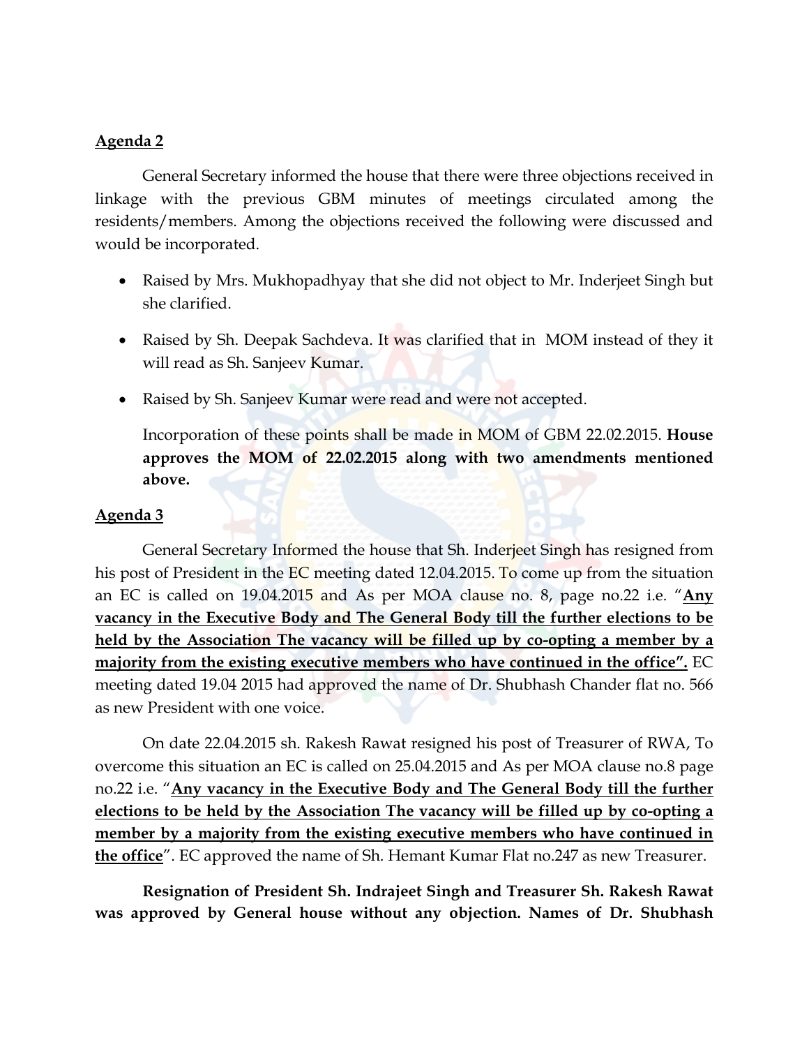**<u>Agenda 2</u>**

General Secretary informed the house that there were three objections received in linkage with the previous GBM minutes of meetings circulated among the residents/members. Among the objections received the following were discussed and would be incorporated.

- Raised by Mrs. Mukhopadhyay that she did not object to Mr. Inderjeet Singh but she clarified.
- Raised by Sh. Deepak Sachdeva. It was clarified that in MOM instead of they it will read as Sh. Sanjeev Kumar.
- Raised by Sh. Sanjeev Kumar were read and were not accepted.

Incorporation of these points shall be made in MOM of GBM 22.02.2015. **House approves the MOM of 22.02.2015 along with two amendments mentioned above.**

**<u>Agenda 3</u>**

General Secretary Informed the house that Sh. Inderjeet Singh has resigned from his post of President in the EC meeting dated 12.04.2015. To come up from the situation an EC is called on 19.04.2015 and As per MOA clause no. 8, page no.22 i.e. "**<u>Any vacancy in the Executive Body and The General Body till the further elections to be held by the Association The vacancy will be filled up by co-opting a member by a majority from the existing executive members who have continued in the office".</u>** EC meeting dated 19.04 2015 had approved the name of Dr. Shubhash Chander flat no. 566 as new President with one voice.

On date 22.04.2015 sh. Rakesh Rawat resigned his post of Treasurer of RWA, To overcome this situation an EC is called on 25.04.2015 and As per MOA clause no.8 page no.22 i.e. "**<u>Any vacancy in the Executive Body and The General Body till the further elections to be held by the Association The vacancy will be filled up by co-opting a member by a majority from the existing executive members who have continued in the office</u>**". EC approved the name of Sh. Hemant Kumar Flat no.247 as new Treasurer.

**Resignation of President Sh. Indrajeet Singh and Treasurer Sh. Rakesh Rawat was approved by General house without any objection. Names of Dr. Shubhash**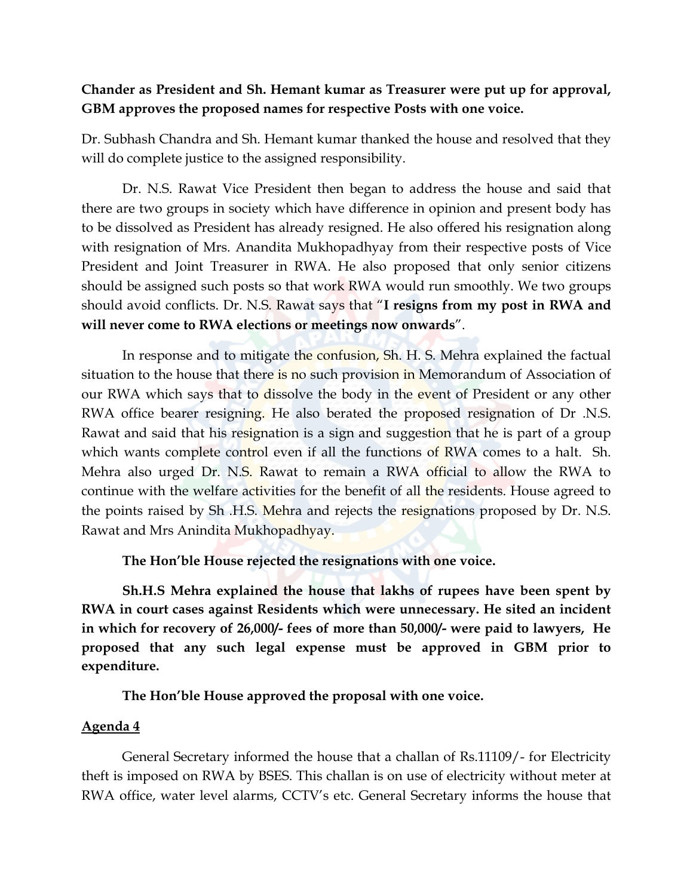**Chander as President and Sh. Hemant kumar as Treasurer were put up for approval, GBM approves the proposed names for respective Posts with one voice.**

Dr. Subhash Chandra and Sh. Hemant kumar thanked the house and resolved that they will do complete justice to the assigned responsibility.

Dr. N.S. Rawat Vice President then began to address the house and said that there are two groups in society which have difference in opinion and present body has to be dissolved as President has already resigned. He also offered his resignation along with resignation of Mrs. Anandita Mukhopadhyay from their respective posts of Vice President and Joint Treasurer in RWA. He also proposed that only senior citizens should be assigned such posts so that work RWA would run smoothly. We two groups should avoid conflicts. Dr. N.S. Rawat says that "**I resigns from my post in RWA and will never come to RWA elections or meetings now onwards**".

In response and to mitigate the confusion, Sh. H. S. Mehra explained the factual situation to the house that there is no such provision in Memorandum of Association of our RWA which says that to dissolve the body in the event of President or any other RWA office bearer resigning. He also berated the proposed resignation of Dr .N.S. Rawat and said that his resignation is a sign and suggestion that he is part of a group which wants complete control even if all the functions of RWA comes to a halt. Sh. Mehra also urged Dr. N.S. Rawat to remain a RWA official to allow the RWA to continue with the welfare activities for the benefit of all the residents. House agreed to the points raised by Sh .H.S. Mehra and rejects the resignations proposed by Dr. N.S. Rawat and Mrs Anindita Mukhopadhyay.

**The Hon'ble House rejected the resignations with one voice.**

**Sh.H.S Mehra explained the house that lakhs of rupees have been spent by RWA in court cases against Residents which were unnecessary. He sited an incident in which for recovery of 26,000/- fees of more than 50,000/- were paid to lawyers, He proposed that any such legal expense must be approved in GBM prior to expenditure.**

**The Hon'ble House approved the proposal with one voice.**

**<u>Agenda 4</u>**

General Secretary informed the house that a challan of Rs.11109/- for Electricity theft is imposed on RWA by BSES. This challan is on use of electricity without meter at RWA office, water level alarms, CCTV's etc. General Secretary informs the house that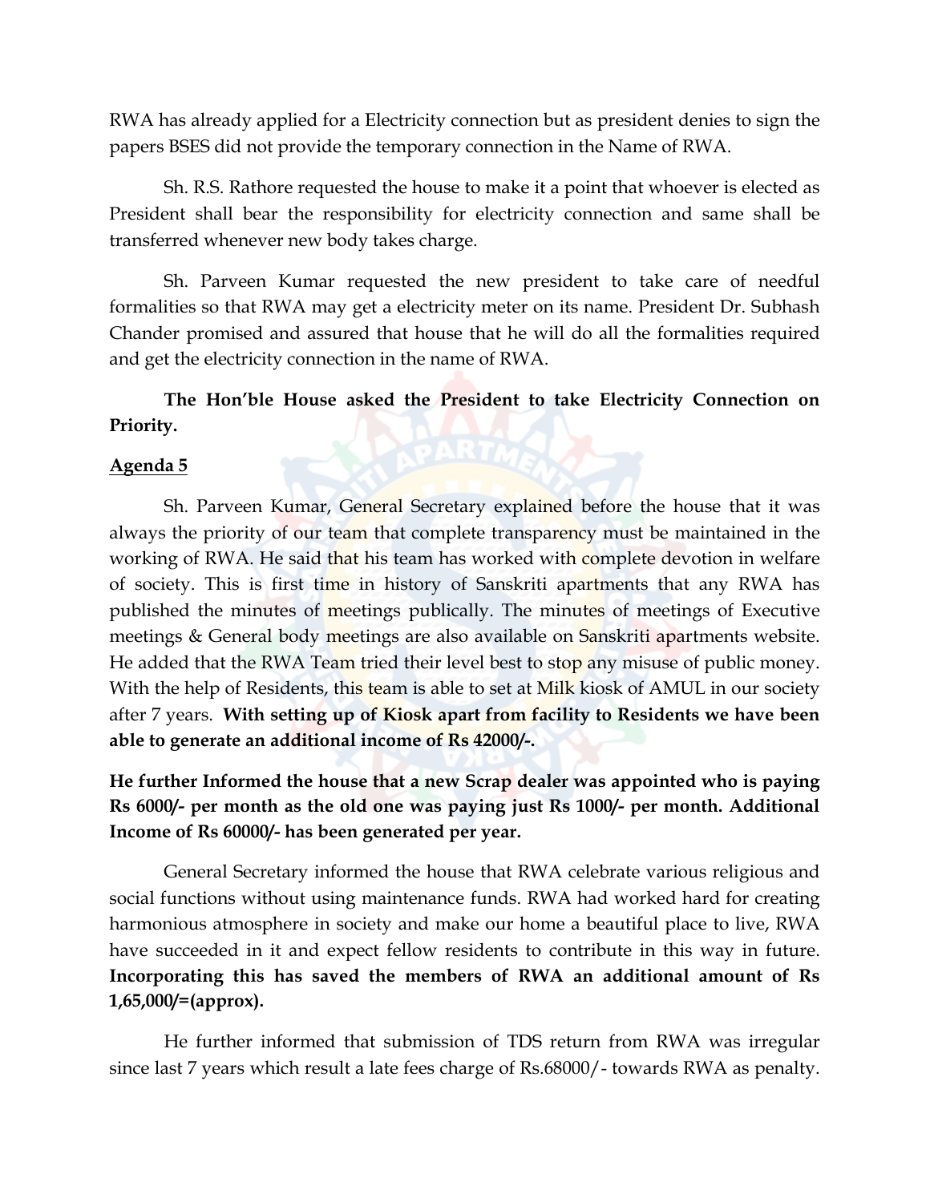RWA has already applied for a Electricity connection but as president denies to sign the papers BSES did not provide the temporary connection in the Name of RWA.

Sh. R.S. Rathore requested the house to make it a point that whoever is elected as President shall bear the responsibility for electricity connection and same shall be transferred whenever new body takes charge.

Sh. Parveen Kumar requested the new president to take care of needful formalities so that RWA may get a electricity meter on its name. President Dr. Subhash Chander promised and assured that house that he will do all the formalities required and get the electricity connection in the name of RWA.

**The Hon'ble House asked the President to take Electricity Connection on Priority.**

**Agenda 5**

Sh. Parveen Kumar, General Secretary explained before the house that it was always the priority of our team that complete transparency must be maintained in the working of RWA. He said that his team has worked with complete devotion in welfare of society. This is first time in history of Sanskriti apartments that any RWA has published the minutes of meetings publically. The minutes of meetings of Executive meetings & General body meetings are also available on Sanskriti apartments website. He added that the RWA Team tried their level best to stop any misuse of public money. With the help of Residents, this team is able to set at Milk kiosk of AMUL in our society after 7 years. **With setting up of Kiosk apart from facility to Residents we have been able to generate an additional income of Rs 42000/-.**

**He further Informed the house that a new Scrap dealer was appointed who is paying Rs 6000/- per month as the old one was paying just Rs 1000/- per month. Additional Income of Rs 60000/- has been generated per year.**

General Secretary informed the house that RWA celebrate various religious and social functions without using maintenance funds. RWA had worked hard for creating harmonious atmosphere in society and make our home a beautiful place to live, RWA have succeeded in it and expect fellow residents to contribute in this way in future. **Incorporating this has saved the members of RWA an additional amount of Rs 1,65,000/=(approx).**

He further informed that submission of TDS return from RWA was irregular since last 7 years which result a late fees charge of Rs.68000/- towards RWA as penalty.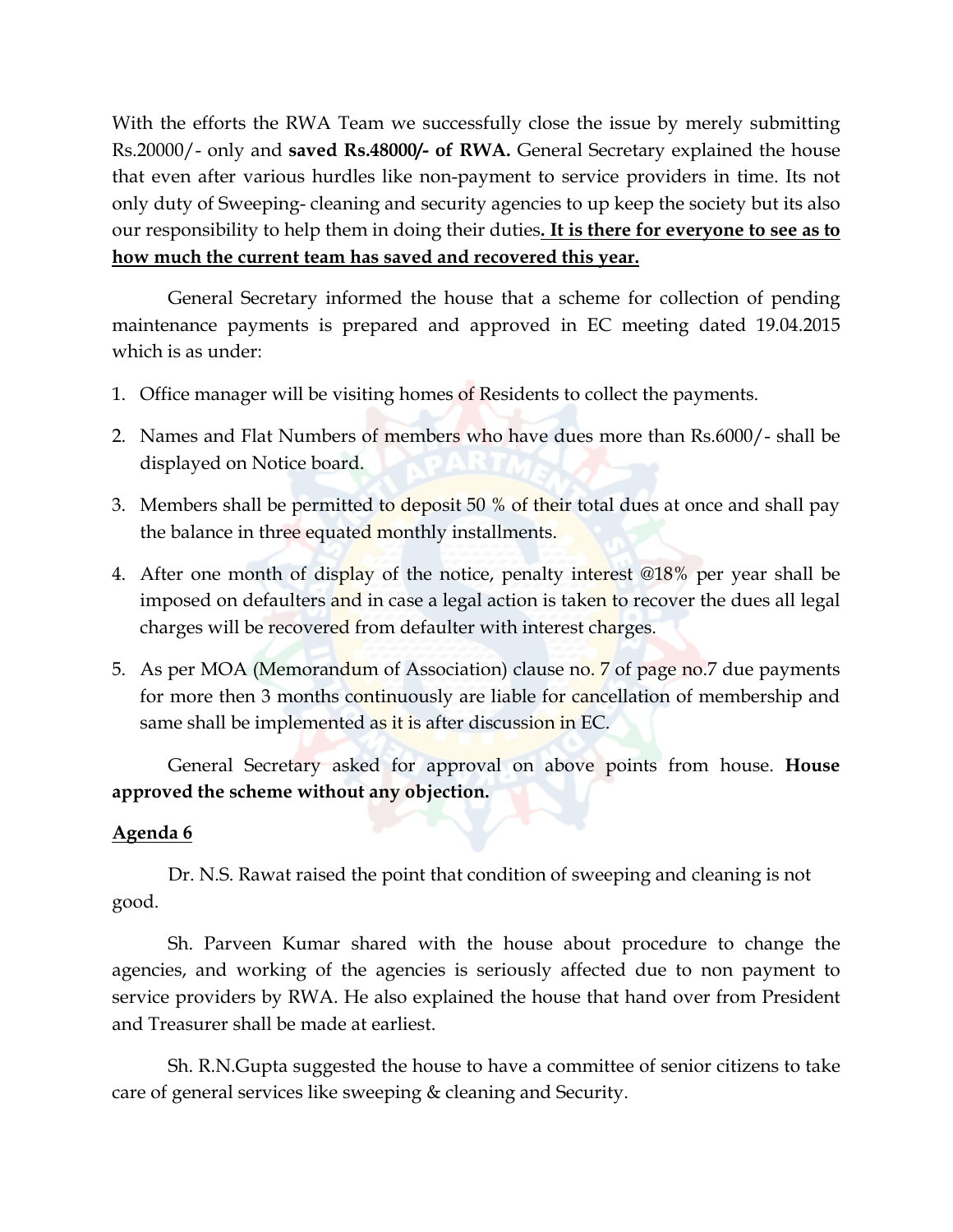With the efforts the RWA Team we successfully close the issue by merely submitting Rs.20000/- only and **saved Rs.48000/- of RWA.** General Secretary explained the house that even after various hurdles like non-payment to service providers in time. Its not only duty of Sweeping- cleaning and security agencies to up keep the society but its also our responsibility to help them in doing their duties**. <u>It is there for everyone to see as to how much the current team has saved and recovered this year.</u>**

General Secretary informed the house that a scheme for collection of pending maintenance payments is prepared and approved in EC meeting dated 19.04.2015 which is as under:

1. Office manager will be visiting homes of Residents to collect the payments.
2. Names and Flat Numbers of members who have dues more than Rs.6000/- shall be displayed on Notice board.
3. Members shall be permitted to deposit 50 % of their total dues at once and shall pay the balance in three equated monthly installments.
4. After one month of display of the notice, penalty interest @18% per year shall be imposed on defaulters and in case a legal action is taken to recover the dues all legal charges will be recovered from defaulter with interest charges.
5. As per MOA (Memorandum of Association) clause no. 7 of page no.7 due payments for more then 3 months continuously are liable for cancellation of membership and same shall be implemented as it is after discussion in EC.

General Secretary asked for approval on above points from house. **House approved the scheme without any objection.**

**<u>Agenda 6</u>**

Dr. N.S. Rawat raised the point that condition of sweeping and cleaning is not good.

Sh. Parveen Kumar shared with the house about procedure to change the agencies, and working of the agencies is seriously affected due to non payment to service providers by RWA. He also explained the house that hand over from President and Treasurer shall be made at earliest.

Sh. R.N.Gupta suggested the house to have a committee of senior citizens to take care of general services like sweeping & cleaning and Security.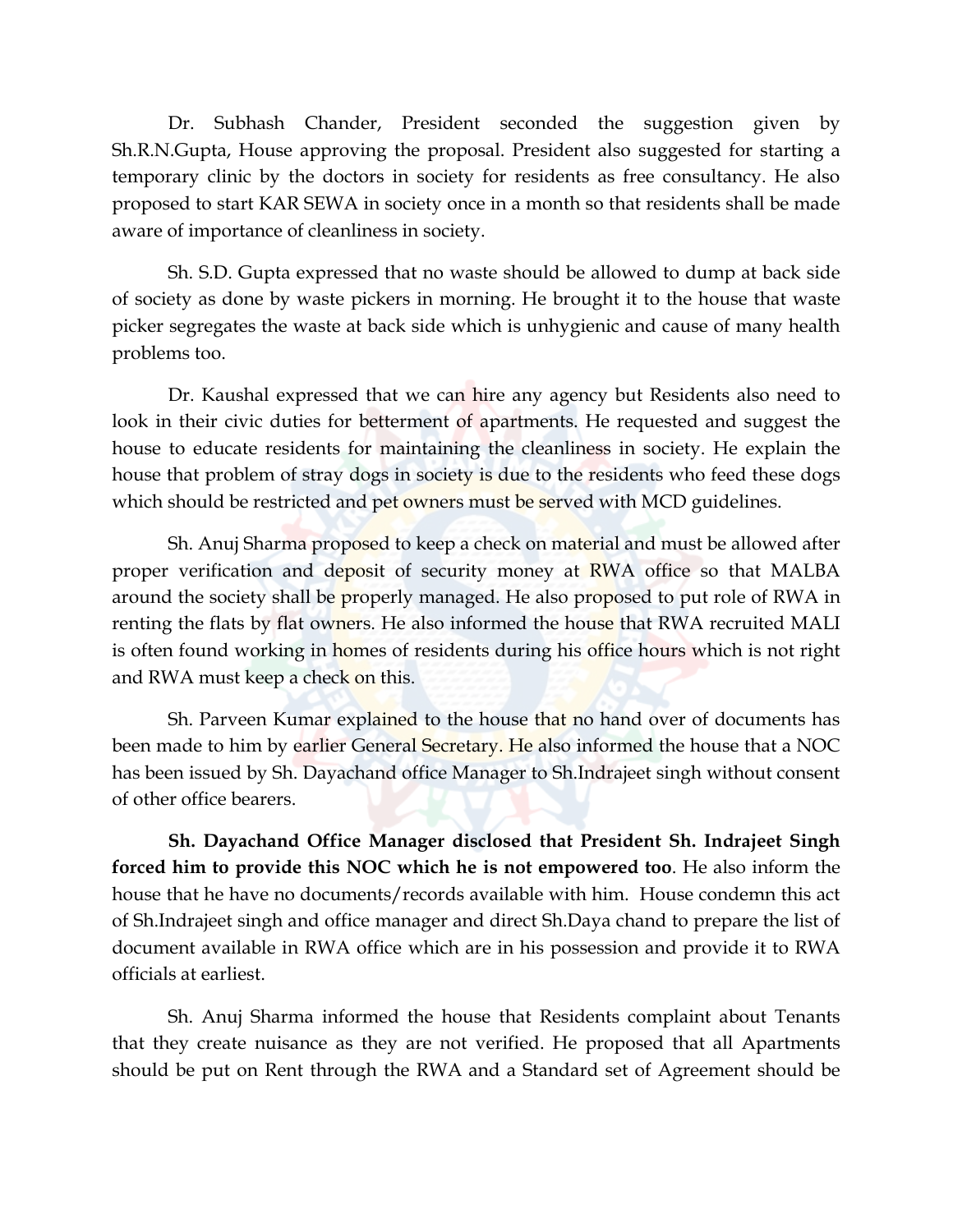Dr. Subhash Chander, President seconded the suggestion given by Sh.R.N.Gupta, House approving the proposal. President also suggested for starting a temporary clinic by the doctors in society for residents as free consultancy. He also proposed to start KAR SEWA in society once in a month so that residents shall be made aware of importance of cleanliness in society.

Sh. S.D. Gupta expressed that no waste should be allowed to dump at back side of society as done by waste pickers in morning. He brought it to the house that waste picker segregates the waste at back side which is unhygienic and cause of many health problems too.

Dr. Kaushal expressed that we can hire any agency but Residents also need to look in their civic duties for betterment of apartments. He requested and suggest the house to educate residents for maintaining the cleanliness in society. He explain the house that problem of stray dogs in society is due to the residents who feed these dogs which should be restricted and pet owners must be served with MCD guidelines.

Sh. Anuj Sharma proposed to keep a check on material and must be allowed after proper verification and deposit of security money at RWA office so that MALBA around the society shall be properly managed. He also proposed to put role of RWA in renting the flats by flat owners. He also informed the house that RWA recruited MALI is often found working in homes of residents during his office hours which is not right and RWA must keep a check on this.

Sh. Parveen Kumar explained to the house that no hand over of documents has been made to him by earlier General Secretary. He also informed the house that a NOC has been issued by Sh. Dayachand office Manager to Sh.Indrajeet singh without consent of other office bearers.

**Sh. Dayachand Office Manager disclosed that President Sh. Indrajeet Singh forced him to provide this NOC which he is not empowered too**. He also inform the house that he have no documents/records available with him. House condemn this act of Sh.Indrajeet singh and office manager and direct Sh.Daya chand to prepare the list of document available in RWA office which are in his possession and provide it to RWA officials at earliest.

Sh. Anuj Sharma informed the house that Residents complaint about Tenants that they create nuisance as they are not verified. He proposed that all Apartments should be put on Rent through the RWA and a Standard set of Agreement should be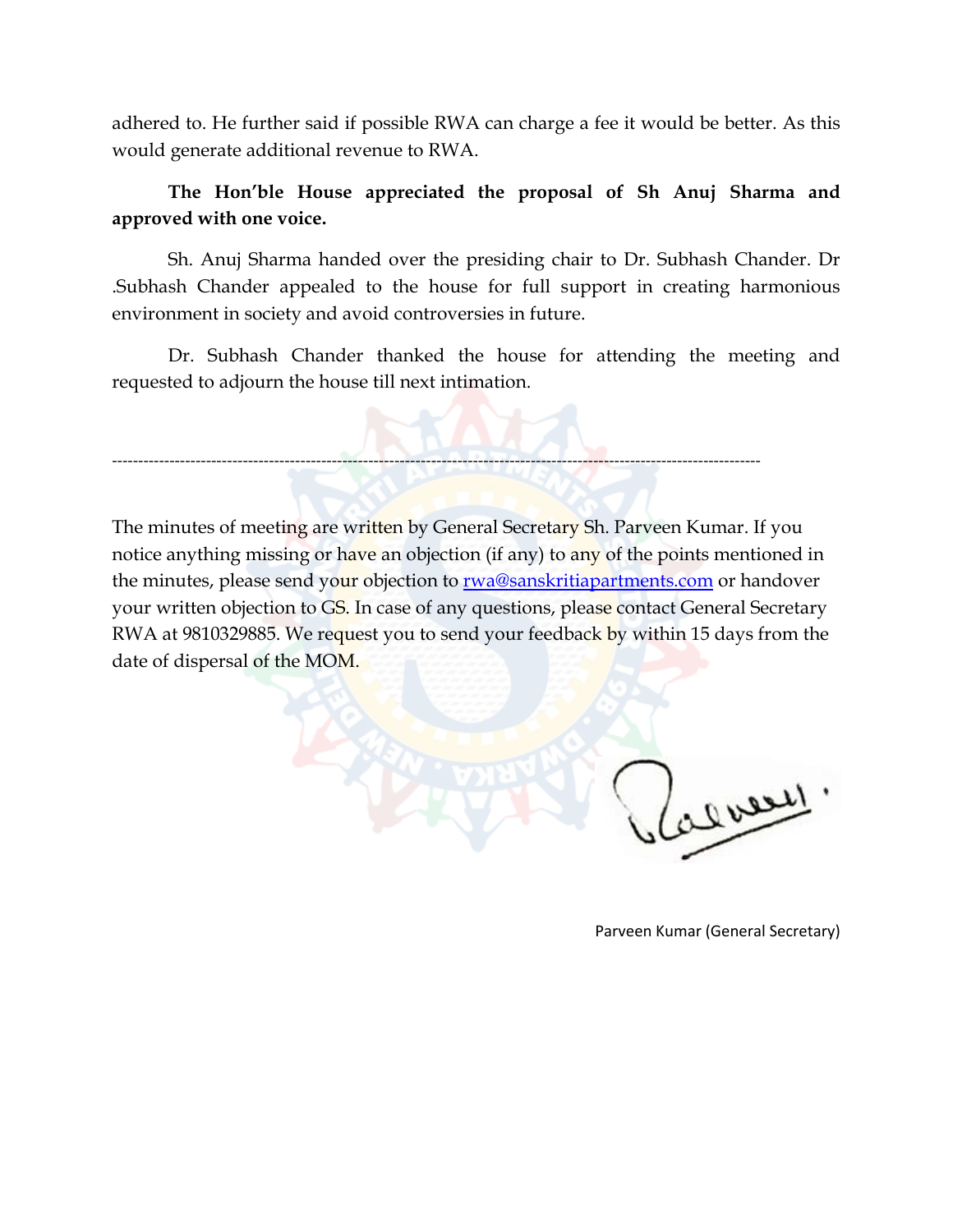adhered to. He further said if possible RWA can charge a fee it would be better. As this would generate additional revenue to RWA.

**The Hon'ble House appreciated the proposal of Sh Anuj Sharma and approved with one voice.**

Sh. Anuj Sharma handed over the presiding chair to Dr. Subhash Chander. Dr .Subhash Chander appealed to the house for full support in creating harmonious environment in society and avoid controversies in future.

Dr. Subhash Chander thanked the house for attending the meeting and requested to adjourn the house till next intimation.

---

The minutes of meeting are written by General Secretary Sh. Parveen Kumar. If you notice anything missing or have an objection (if any) to any of the points mentioned in the minutes, please send your objection to rwa@sanskritiapartments.com or handover your written objection to GS. In case of any questions, please contact General Secretary RWA at 9810329885. We request you to send your feedback by within 15 days from the date of dispersal of the MOM.

Parveen Kumar (General Secretary)